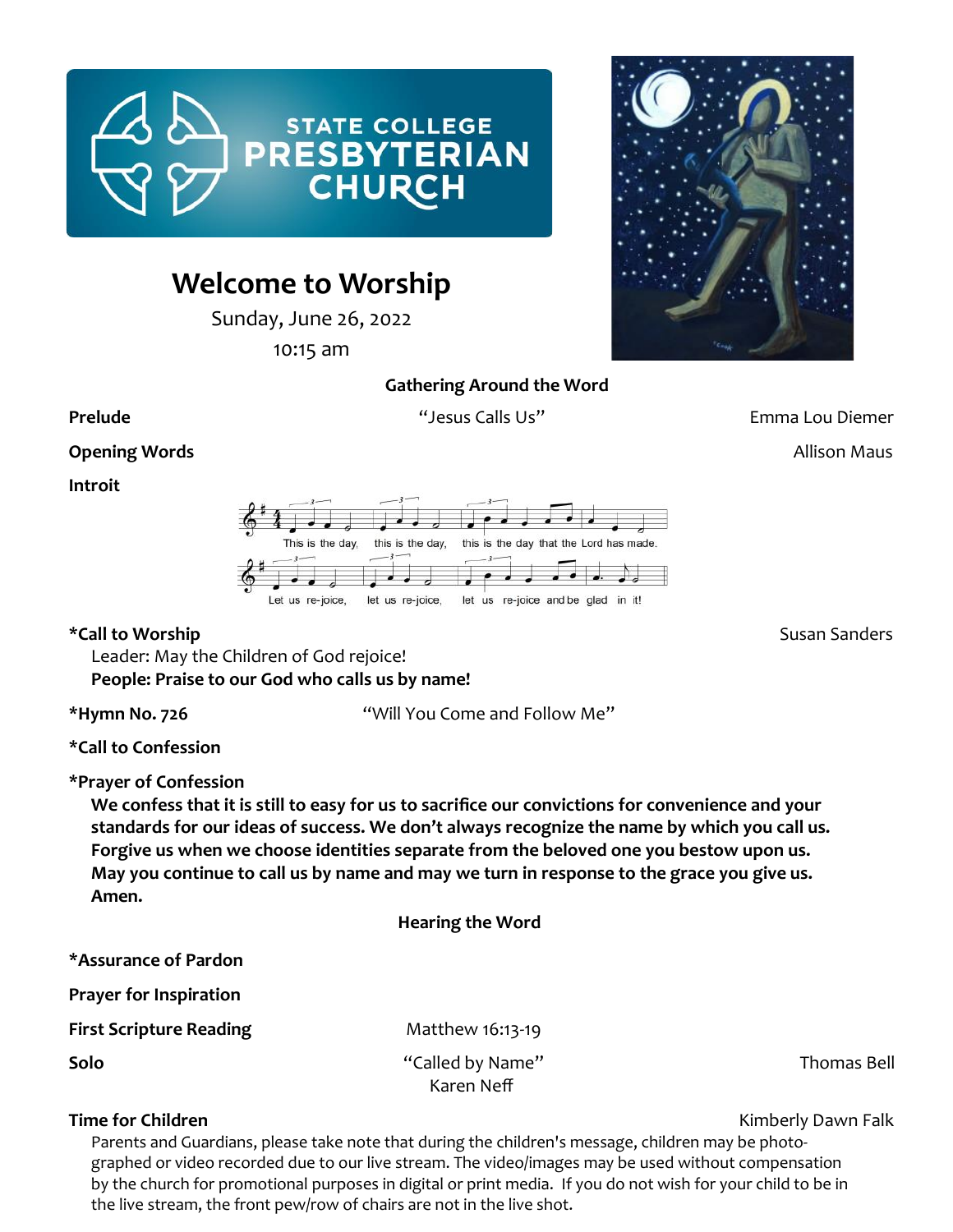STATE COLLEGE PRESBYTERIAN CHURCH

# Welcome to Worship

Sunday, June 26, 2022

10:15 am

## Gathering Around the Word

**Prelude** “Jesus Calls Us” Emma Lou Diemer

**Opening Words** Allison Maus

**Introit**

This is the day, this is the day, this is the day that the Lord has made.
Let us re-joice, let us re-joice, let us re-joice and be glad in it!

***Call to Worship** Susan Sanders

Leader: May the Children of God rejoice!
**People: Praise to our God who calls us by name!**

***Hymn No. 726** “Will You Come and Follow Me”

***Call to Confession**

***Prayer of Confession**

**We confess that it is still to easy for us to sacrifice our convictions for convenience and your standards for our ideas of success. We don’t always recognize the name by which you call us. Forgive us when we choose identities separate from the beloved one you bestow upon us. May you continue to call us by name and may we turn in response to the grace you give us. Amen.**

## Hearing the Word

***Assurance of Pardon**

**Prayer for Inspiration**

**First Scripture Reading** Matthew 16:13-19

**Solo** “Called by Name” Thomas Bell
Karen Neff

**Time for Children** Kimberly Dawn Falk

Parents and Guardians, please take note that during the children's message, children may be photographed or video recorded due to our live stream. The video/images may be used without compensation by the church for promotional purposes in digital or print media. If you do not wish for your child to be in the live stream, the front pew/row of chairs are not in the live shot.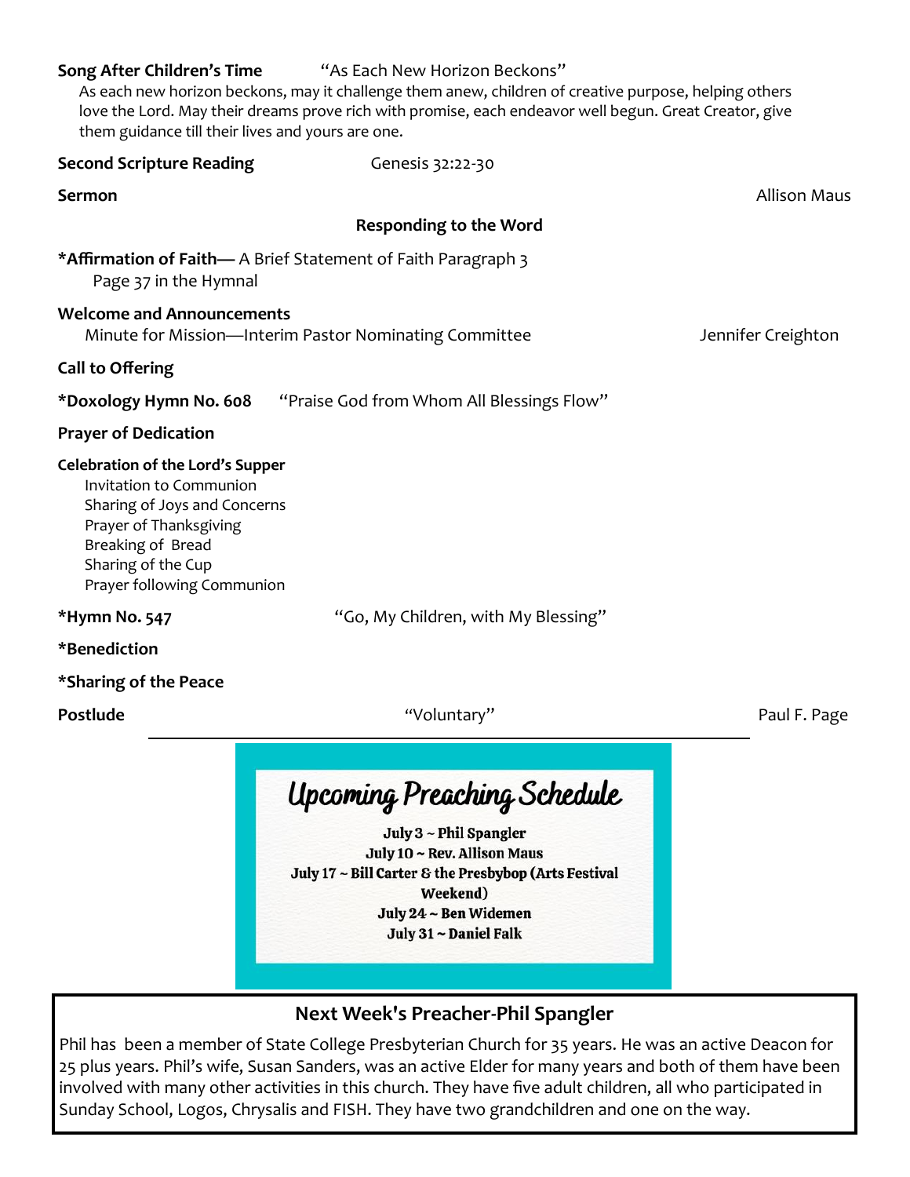**Song After Children's Time** "As Each New Horizon Beckons"

As each new horizon beckons, may it challenge them anew, children of creative purpose, helping others love the Lord. May their dreams prove rich with promise, each endeavor well begun. Great Creator, give them guidance till their lives and yours are one.

**Second Scripture Reading** Genesis 32:22-30

**Sermon** Allison Maus

**Responding to the Word**

***Affirmation of Faith—** A Brief Statement of Faith Paragraph 3
Page 37 in the Hymnal

**Welcome and Announcements**
Minute for Mission—Interim Pastor Nominating Committee Jennifer Creighton

**Call to Offering**

***Doxology Hymn No. 608** "Praise God from Whom All Blessings Flow"

**Prayer of Dedication**

**Celebration of the Lord's Supper**
- Invitation to Communion
- Sharing of Joys and Concerns
- Prayer of Thanksgiving
- Breaking of Bread
- Sharing of the Cup
- Prayer following Communion

***Hymn No. 547** "Go, My Children, with My Blessing"

***Benediction**

***Sharing of the Peace**

**Postlude** "Voluntary" Paul F. Page

---

## Upcoming Preaching Schedule

**July 3 ~ Phil Spangler**
**July 10 ~ Rev. Allison Maus**
**July 17 ~ Bill Carter & the Presbybop (Arts Festival Weekend)**
**July 24 ~ Ben Widemen**
**July 31 ~ Daniel Falk**

## Next Week's Preacher-Phil Spangler

Phil has been a member of State College Presbyterian Church for 35 years. He was an active Deacon for 25 plus years. Phil's wife, Susan Sanders, was an active Elder for many years and both of them have been involved with many other activities in this church. They have five adult children, all who participated in Sunday School, Logos, Chrysalis and FISH. They have two grandchildren and one on the way.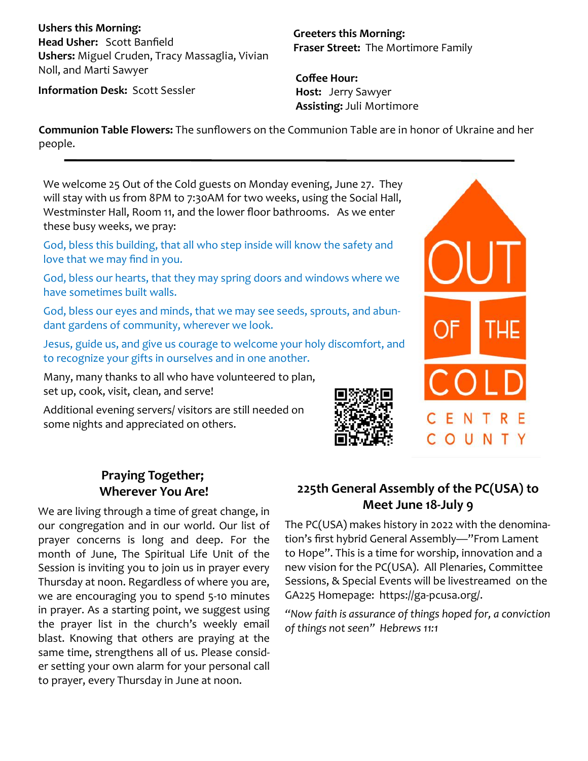**Ushers this Morning:**
**Head Usher:** Scott Banfield
**Ushers:** Miguel Cruden, Tracy Massaglia, Vivian Noll, and Marti Sawyer

**Information Desk:** Scott Sessler

**Greeters this Morning:**
**Fraser Street:** The Mortimore Family

**Coffee Hour:**
**Host:** Jerry Sawyer
**Assisting:** Juli Mortimore

**Communion Table Flowers:** The sunflowers on the Communion Table are in honor of Ukraine and her people.

---

We welcome 25 Out of the Cold guests on Monday evening, June 27. They will stay with us from 8PM to 7:30AM for two weeks, using the Social Hall, Westminster Hall, Room 11, and the lower floor bathrooms. As we enter these busy weeks, we pray:

God, bless this building, that all who step inside will know the safety and love that we may find in you.

God, bless our hearts, that they may spring doors and windows where we have sometimes built walls.

God, bless our eyes and minds, that we may see seeds, sprouts, and abundant gardens of community, wherever we look.

Jesus, guide us, and give us courage to welcome your holy discomfort, and to recognize your gifts in ourselves and in one another.

Many, many thanks to all who have volunteered to plan, set up, cook, visit, clean, and serve!

Additional evening servers/ visitors are still needed on some nights and appreciated on others.

OUT OF THE COLD
CENTRE COUNTY

## Praying Together; Wherever You Are!

We are living through a time of great change, in our congregation and in our world. Our list of prayer concerns is long and deep. For the month of June, The Spiritual Life Unit of the Session is inviting you to join us in prayer every Thursday at noon. Regardless of where you are, we are encouraging you to spend 5-10 minutes in prayer. As a starting point, we suggest using the prayer list in the church's weekly email blast. Knowing that others are praying at the same time, strengthens all of us. Please consider setting your own alarm for your personal call to prayer, every Thursday in June at noon.

## 225th General Assembly of the PC(USA) to Meet June 18-July 9

The PC(USA) makes history in 2022 with the denomination's first hybrid General Assembly—"From Lament to Hope". This is a time for worship, innovation and a new vision for the PC(USA). All Plenaries, Committee Sessions, & Special Events will be livestreamed on the GA225 Homepage: https://ga-pcusa.org/.

*"Now faith is assurance of things hoped for, a conviction of things not seen" Hebrews 11:1*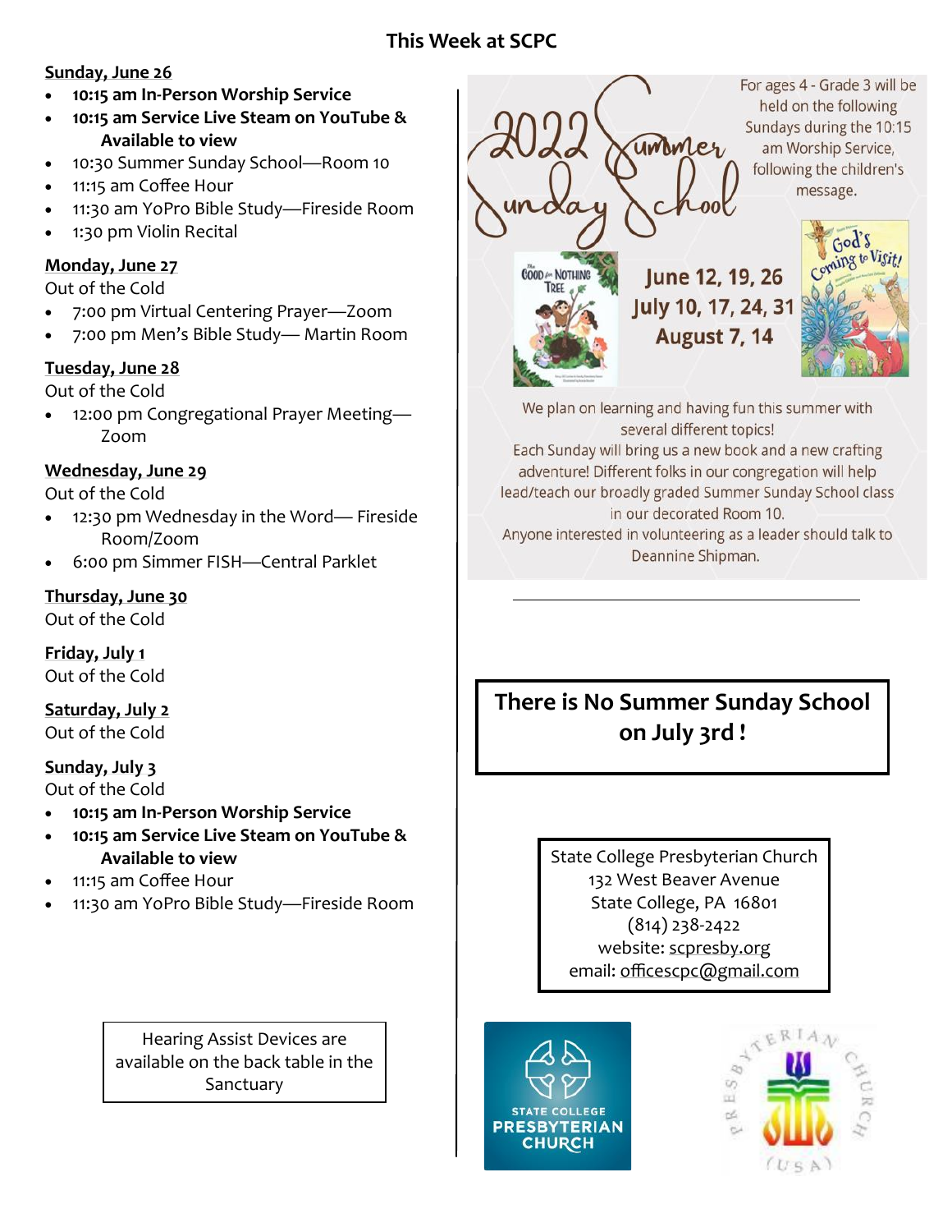# This Week at SCPC

**Sunday, June 26**

- **10:15 am In-Person Worship Service**
- **10:15 am Service Live Steam on YouTube & Available to view**
- 10:30 Summer Sunday School—Room 10
- 11:15 am Coffee Hour
- 11:30 am YoPro Bible Study—Fireside Room
- 1:30 pm Violin Recital

**Monday, June 27**

Out of the Cold

- 7:00 pm Virtual Centering Prayer—Zoom
- 7:00 pm Men's Bible Study— Martin Room

**Tuesday, June 28**

Out of the Cold

- 12:00 pm Congregational Prayer Meeting—Zoom

**Wednesday, June 29**

Out of the Cold

- 12:30 pm Wednesday in the Word— Fireside Room/Zoom
- 6:00 pm Simmer FISH—Central Parklet

**Thursday, June 30**

Out of the Cold

**Friday, July 1**

Out of the Cold

**Saturday, July 2**

Out of the Cold

**Sunday, July 3**

Out of the Cold

- **10:15 am In-Person Worship Service**
- **10:15 am Service Live Steam on YouTube & Available to view**
- 11:15 am Coffee Hour
- 11:30 am YoPro Bible Study—Fireside Room

Hearing Assist Devices are available on the back table in the Sanctuary

## 2022 Summer Sunday School

For ages 4 - Grade 3 will be held on the following Sundays during the 10:15 am Worship Service, following the children's message.

**June 12, 19, 26**
**July 10, 17, 24, 31**
**August 7, 14**

We plan on learning and having fun this summer with several different topics!
Each Sunday will bring us a new book and a new crafting adventure! Different folks in our congregation will help lead/teach our broadly graded Summer Sunday School class in our decorated Room 10.
Anyone interested in volunteering as a leader should talk to Deannine Shipman.

**There is No Summer Sunday School on July 3rd !**

State College Presbyterian Church
132 West Beaver Avenue
State College, PA 16801
(814) 238-2422
website: scpresby.org
email: officescpc@gmail.com